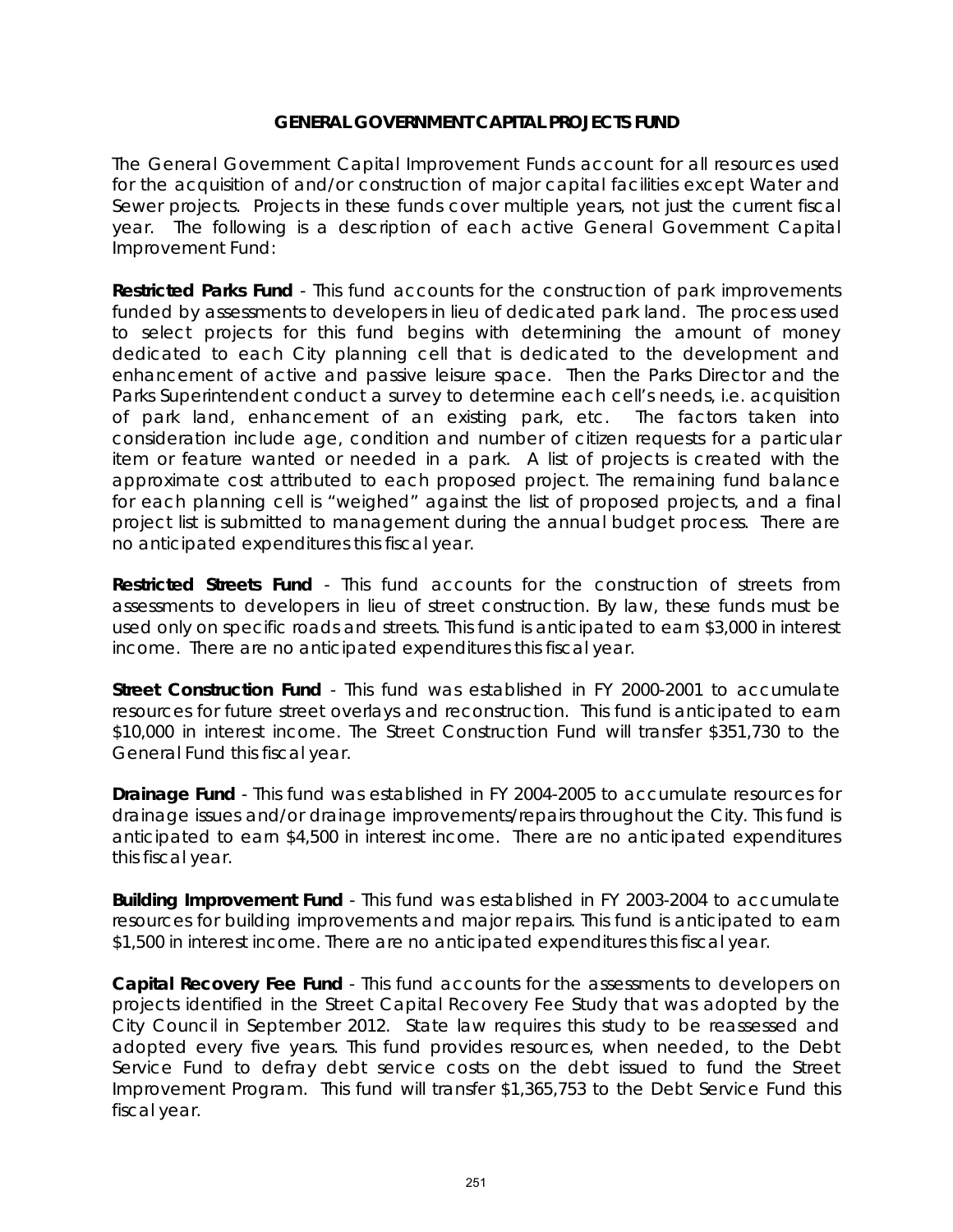# GENERAL GOVERNMENT CAPITAL PROJECTS FUND

The General Government Capital Improvement Funds account for all resources used for the acquisition of and/or construction of major capital facilities except Water and Sewer projects. Projects in these funds cover multiple years, not just the current fiscal year. The following is a description of each active General Government Capital Improvement Fund:

**Restricted Parks Fund** - This fund accounts for the construction of park improvements funded by assessments to developers in lieu of dedicated park land. The process used to select projects for this fund begins with determining the amount of money dedicated to each City planning cell that is dedicated to the development and enhancement of active and passive leisure space. Then the Parks Director and the Parks Superintendent conduct a survey to determine each cell's needs, i.e. acquisition of park land, enhancement of an existing park, etc. The factors taken into consideration include age, condition and number of citizen requests for a particular item or feature wanted or needed in a park. A list of projects is created with the approximate cost attributed to each proposed project. The remaining fund balance for each planning cell is "weighed" against the list of proposed projects, and a final project list is submitted to management during the annual budget process. There are no anticipated expenditures this fiscal year.

**Restricted Streets Fund** - This fund accounts for the construction of streets from assessments to developers in lieu of street construction. By law, these funds must be used only on specific roads and streets. This fund is anticipated to earn $3,000 in interest income. There are no anticipated expenditures this fiscal year.

**Street Construction Fund** - This fund was established in FY 2000-2001 to accumulate resources for future street overlays and reconstruction. This fund is anticipated to earn $10,000 in interest income. The Street Construction Fund will transfer $351,730 to the General Fund this fiscal year.

**Drainage Fund** - This fund was established in FY 2004-2005 to accumulate resources for drainage issues and/or drainage improvements/repairs throughout the City. This fund is anticipated to earn $4,500 in interest income. There are no anticipated expenditures this fiscal year.

**Building Improvement Fund** - This fund was established in FY 2003-2004 to accumulate resources for building improvements and major repairs. This fund is anticipated to earn $1,500 in interest income. There are no anticipated expenditures this fiscal year.

**Capital Recovery Fee Fund** - This fund accounts for the assessments to developers on projects identified in the Street Capital Recovery Fee Study that was adopted by the City Council in September 2012. State law requires this study to be reassessed and adopted every five years. This fund provides resources, when needed, to the Debt Service Fund to defray debt service costs on the debt issued to fund the Street Improvement Program. This fund will transfer $1,365,753 to the Debt Service Fund this fiscal year.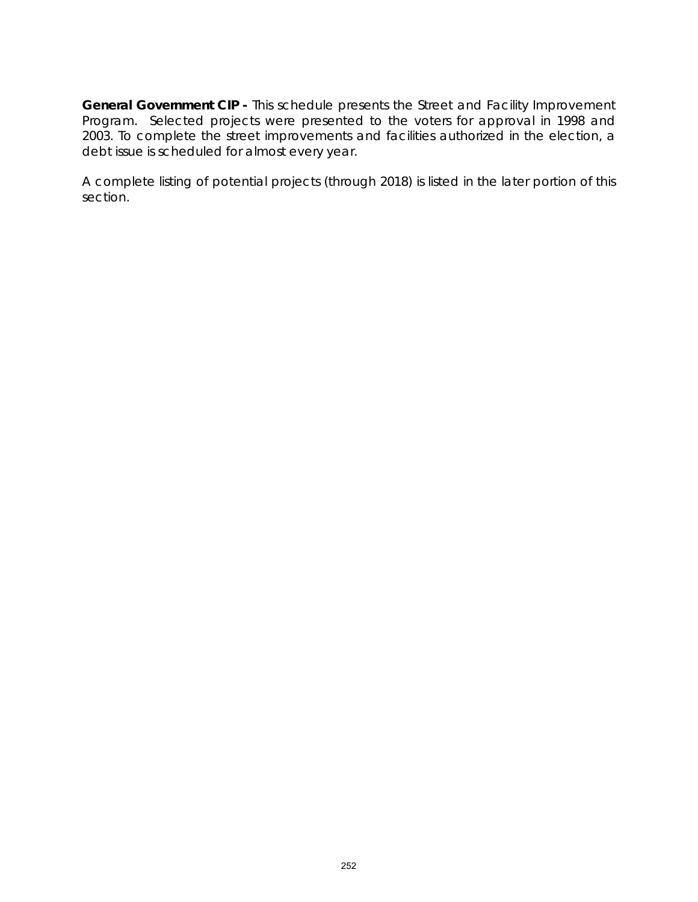**General Government CIP -** This schedule presents the Street and Facility Improvement Program. Selected projects were presented to the voters for approval in 1998 and 2003. To complete the street improvements and facilities authorized in the election, a debt issue is scheduled for almost every year.

A complete listing of potential projects (through 2018) is listed in the later portion of this section.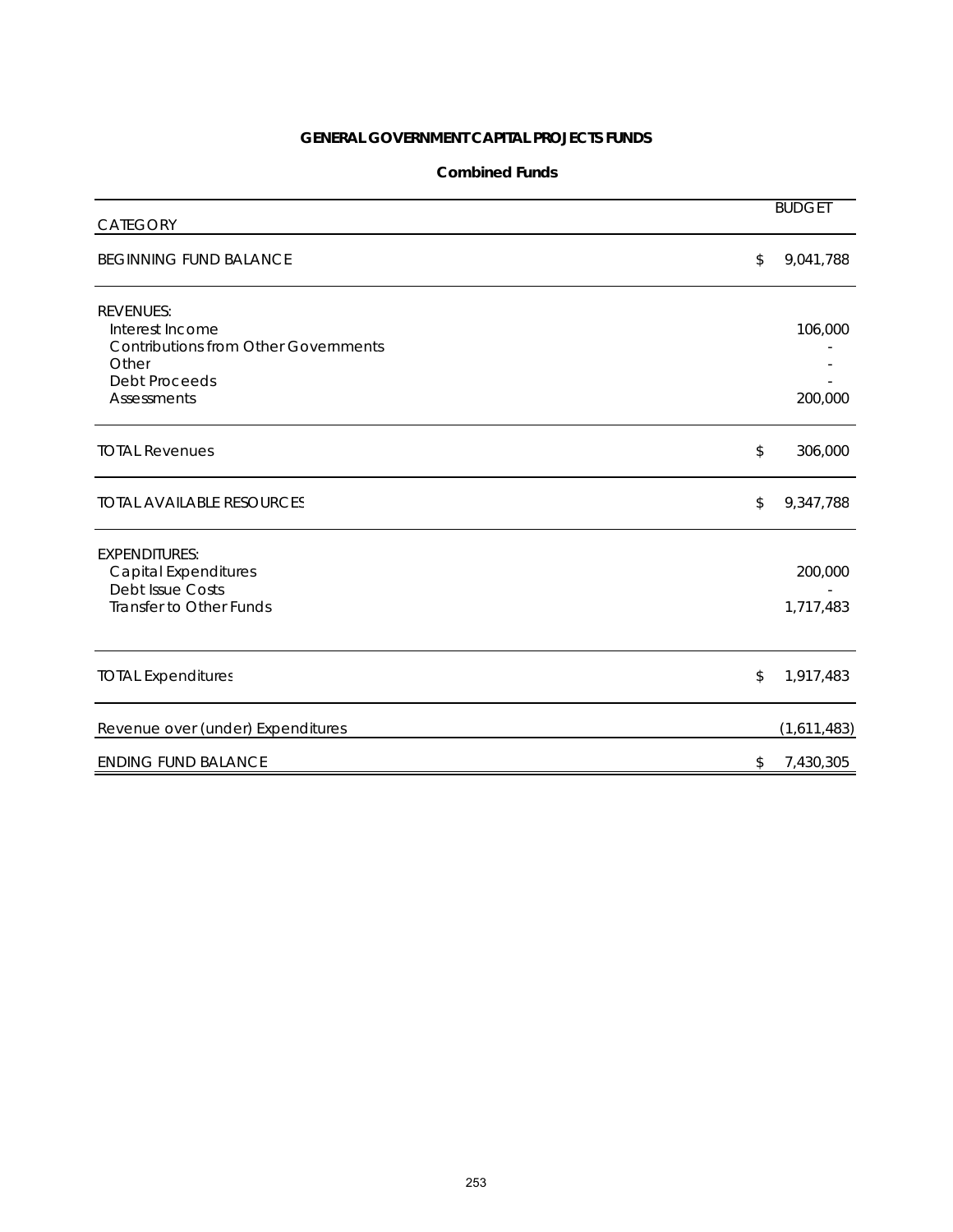**GENERAL GOVERNMENT CAPITAL PROJECTS FUNDS**

**Combined Funds**

| CATEGORY | BUDGET |
|---|---|
| BEGINNING FUND BALANCE | $ 9,041,788 |
| REVENUES: | |
| Interest Income | 106,000 |
| Contributions from Other Governments | - |
| Other | - |
| Debt Proceeds | - |
| Assessments | 200,000 |
| TOTAL Revenues | $ 306,000 |
| TOTAL AVAILABLE RESOURCES | $ 9,347,788 |
| EXPENDITURES: | |
| Capital Expenditures | 200,000 |
| Debt Issue Costs | - |
| Transfer to Other Funds | 1,717,483 |
| TOTAL Expenditures | $ 1,917,483 |
| Revenue over (under) Expenditures | (1,611,483) |
| ENDING FUND BALANCE | $ 7,430,305 |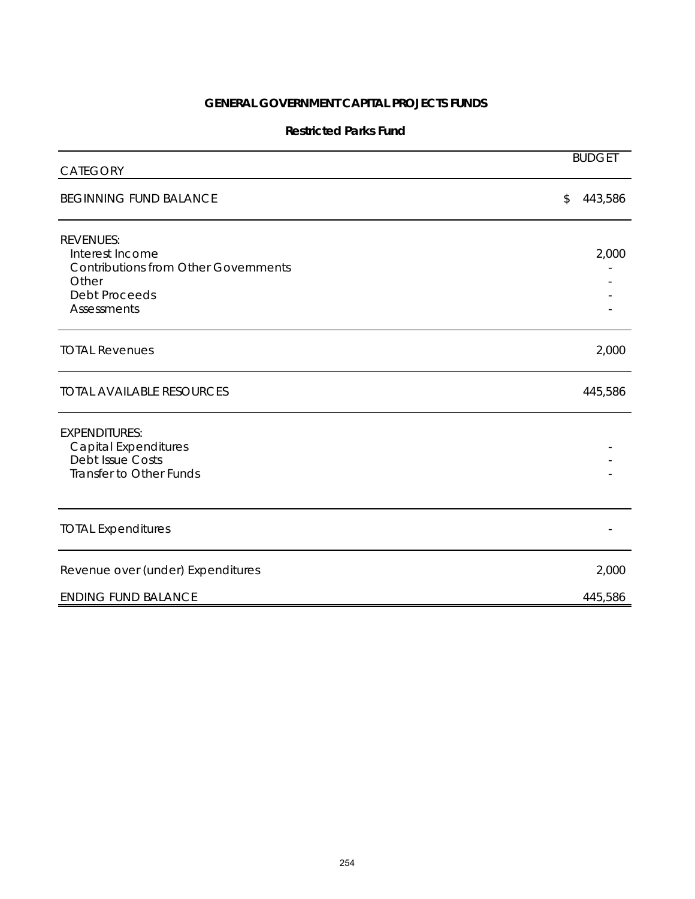# GENERAL GOVERNMENT CAPITAL PROJECTS FUNDS

## Restricted Parks Fund

| CATEGORY | BUDGET |
| --- | --- |
| BEGINNING FUND BALANCE | $ 443,586 |
| REVENUES: | |
| Interest Income | 2,000 |
| Contributions from Other Governments | - |
| Other | - |
| Debt Proceeds | - |
| Assessments | - |
| TOTAL Revenues | 2,000 |
| TOTAL AVAILABLE RESOURCES | 445,586 |
| EXPENDITURES: | |
| Capital Expenditures | - |
| Debt Issue Costs | - |
| Transfer to Other Funds | - |
| TOTAL Expenditures | - |
| Revenue over (under) Expenditures | 2,000 |
| ENDING FUND BALANCE | 445,586 |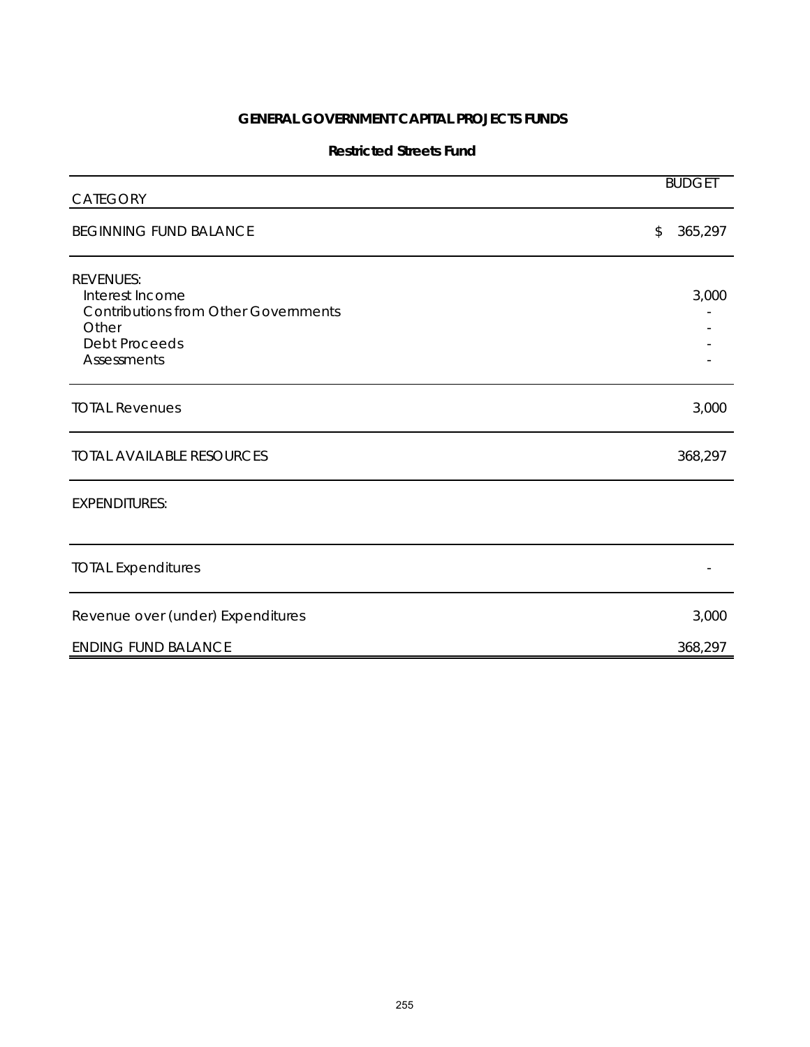# GENERAL GOVERNMENT CAPITAL PROJECTS FUNDS

## Restricted Streets Fund

| CATEGORY | BUDGET |
| --- | --- |
| BEGINNING FUND BALANCE | $ 365,297 |
| REVENUES: | |
| Interest Income | 3,000 |
| Contributions from Other Governments | - |
| Other | - |
| Debt Proceeds | - |
| Assessments | - |
| TOTAL Revenues | 3,000 |
| TOTAL AVAILABLE RESOURCES | 368,297 |
| EXPENDITURES: | |
| TOTAL Expenditures | - |
| Revenue over (under) Expenditures | 3,000 |
| ENDING FUND BALANCE | 368,297 |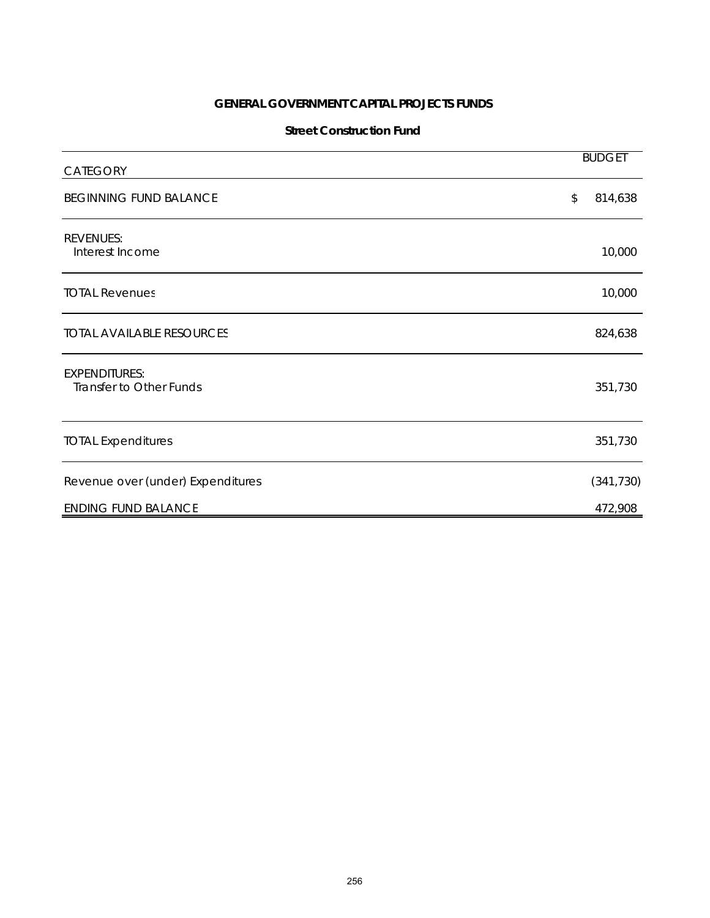## GENERAL GOVERNMENT CAPITAL PROJECTS FUNDS

### Street Construction Fund

| CATEGORY | BUDGET |
|---|---|
| BEGINNING FUND BALANCE | $ 814,638 |
| REVENUES: | |
| Interest Income | 10,000 |
| TOTAL Revenues | 10,000 |
| TOTAL AVAILABLE RESOURCES | 824,638 |
| EXPENDITURES: | |
| Transfer to Other Funds | 351,730 |
| TOTAL Expenditures | 351,730 |
| Revenue over (under) Expenditures | (341,730) |
| ENDING FUND BALANCE | 472,908 |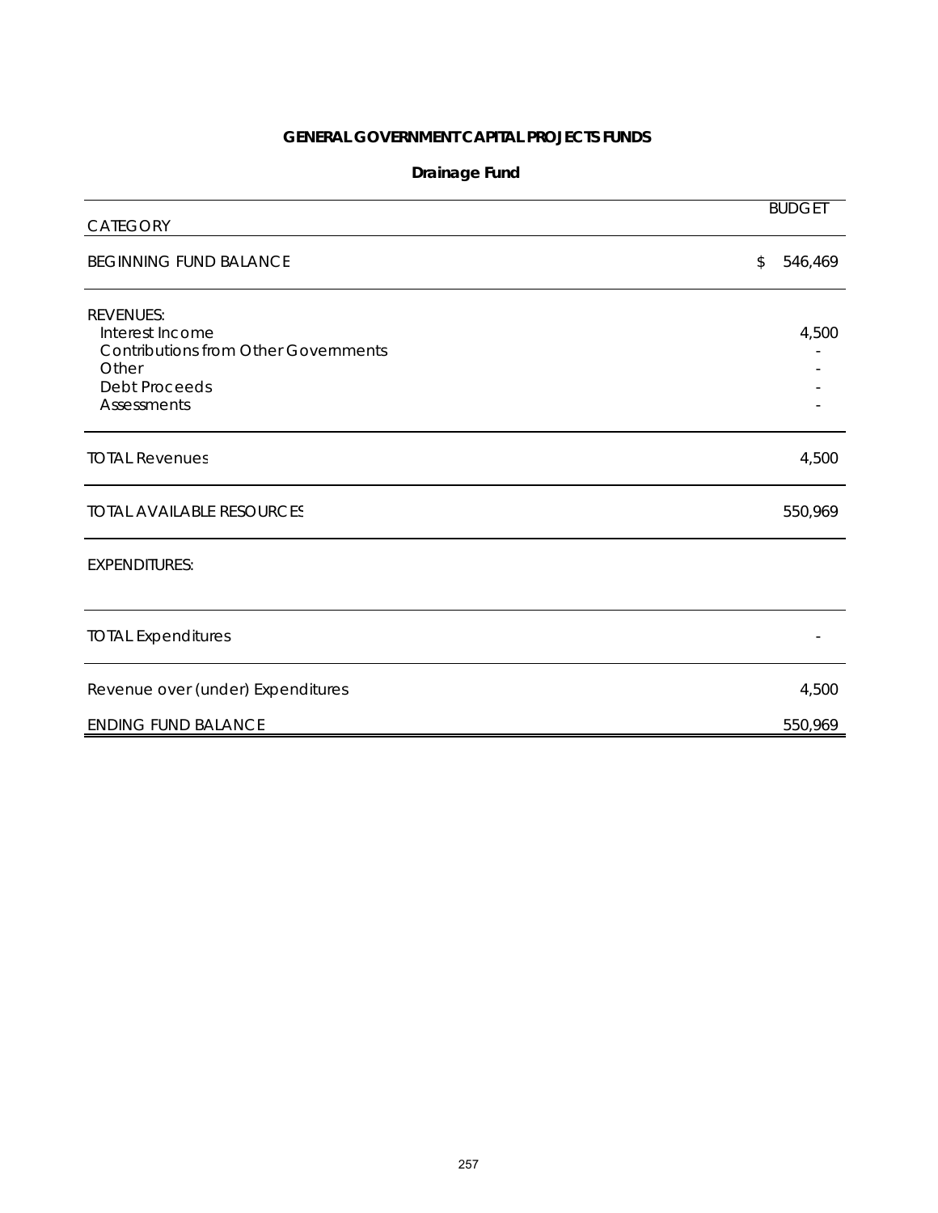## GENERAL GOVERNMENT CAPITAL PROJECTS FUNDS

### Drainage Fund

| CATEGORY | BUDGET |
| --- | --- |
| BEGINNING FUND BALANCE | $ 546,469 |
| REVENUES: | |
| Interest Income | 4,500 |
| Contributions from Other Governments | - |
| Other | - |
| Debt Proceeds | - |
| Assessments | - |
| TOTAL Revenues | 4,500 |
| TOTAL AVAILABLE RESOURCES | 550,969 |
| EXPENDITURES: | |
| TOTAL Expenditures | - |
| Revenue over (under) Expenditures | 4,500 |
| ENDING FUND BALANCE | 550,969 |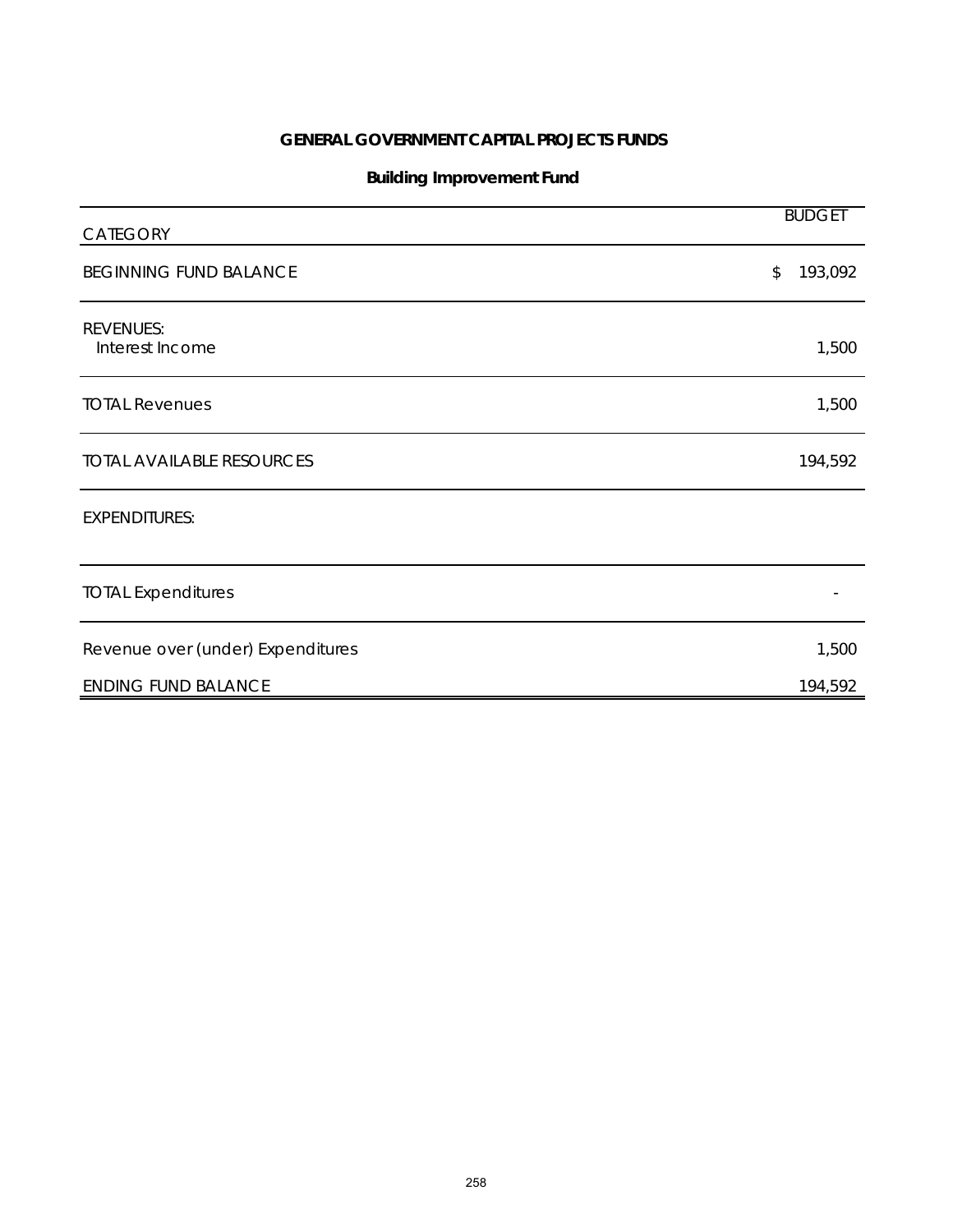# GENERAL GOVERNMENT CAPITAL PROJECTS FUNDS

## Building Improvement Fund

| CATEGORY | BUDGET |
|---|---|
| BEGINNING FUND BALANCE | $ 193,092 |
| REVENUES: | |
| Interest Income | 1,500 |
| TOTAL Revenues | 1,500 |
| TOTAL AVAILABLE RESOURCES | 194,592 |
| EXPENDITURES: | |
| TOTAL Expenditures | - |
| Revenue over (under) Expenditures | 1,500 |
| ENDING FUND BALANCE | 194,592 |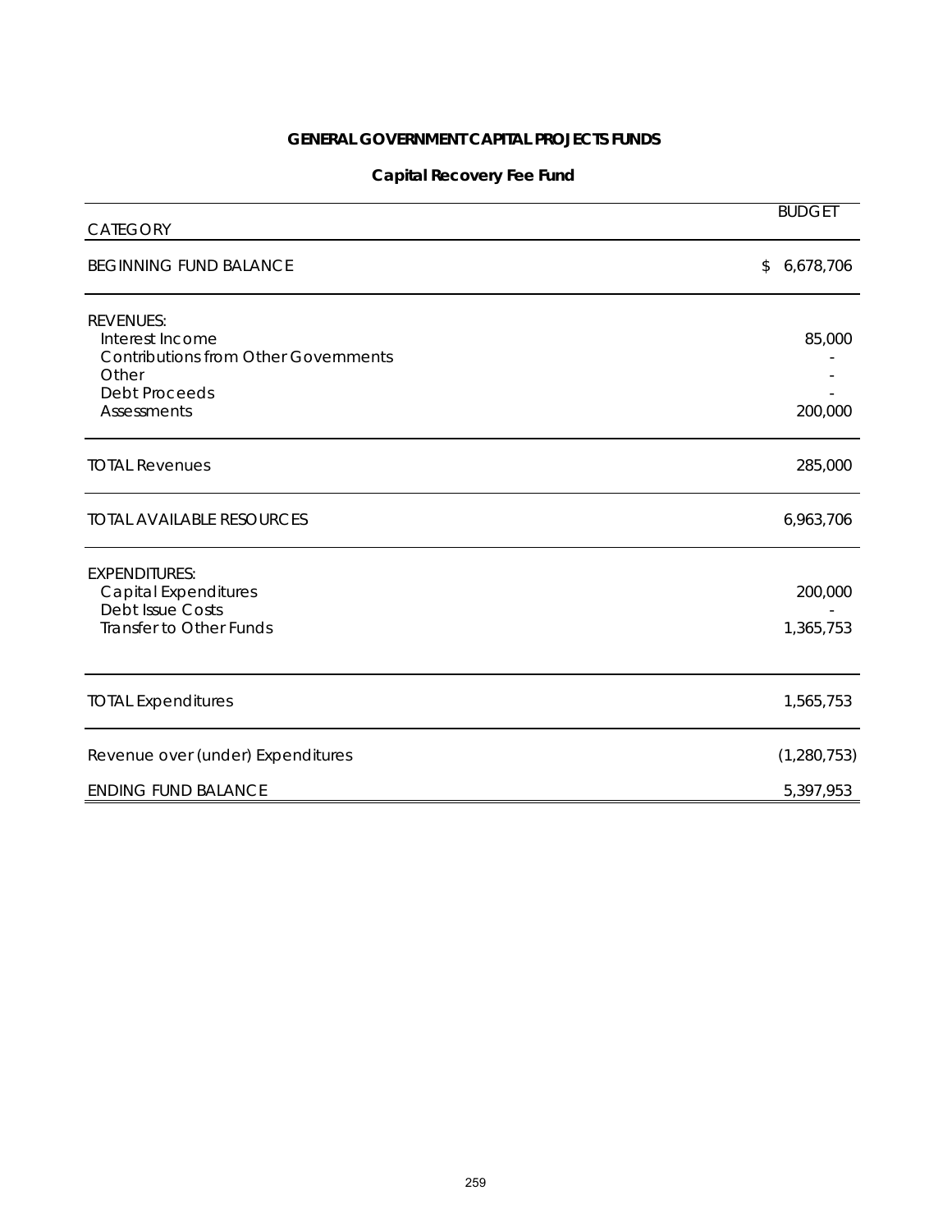# GENERAL GOVERNMENT CAPITAL PROJECTS FUNDS

## Capital Recovery Fee Fund

| CATEGORY | BUDGET |
|---|---|
| BEGINNING FUND BALANCE | $ 6,678,706 |
| REVENUES: | |
| Interest Income | 85,000 |
| Contributions from Other Governments | - |
| Other | - |
| Debt Proceeds | - |
| Assessments | 200,000 |
| TOTAL Revenues | 285,000 |
| TOTAL AVAILABLE RESOURCES | 6,963,706 |
| EXPENDITURES: | |
| Capital Expenditures | 200,000 |
| Debt Issue Costs | - |
| Transfer to Other Funds | 1,365,753 |
| TOTAL Expenditures | 1,565,753 |
| Revenue over (under) Expenditures | (1,280,753) |
| ENDING FUND BALANCE | 5,397,953 |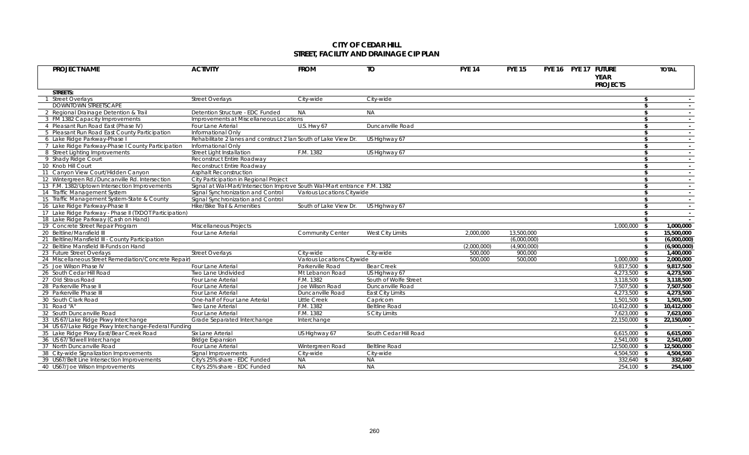# CITY OF CEDAR HILL
## STREET, FACILITY AND DRAINAGE CIP PLAN

| | PROJECT NAME | ACTIVITY | FROM | TO | FYE 14 | FYE 15 | FYE 16 | FYE 17 | FUTURE YEAR PROJECTS | TOTAL |
|---|---|---|---|---|---|---|---|---|---|---|
| | **STREETS:** | | | | | | | | | |
| 1 | Street Overlays | Street Overlays | City-wide | City-wide | | | | | | $ - |
| | DOWNTOWN STREETSCAPE | | | | | | | | | $ - |
| 2 | Regional Drainage Detention & Trail | Detention Structure - EDC Funded | NA | NA | | | | | | $ - |
| 3 | FM 1382 Capacity Improvements | Improvements at Miscellaneous Locations | | | | | | | | $ - |
| 4 | Pleasant Run Road East (Phase IV) | Four Lane Arterial | U.S. Hwy 67 | Duncanville Road | | | | | | $ - |
| 5 | Pleasant Run Road East County Participation | Informational Only | | | | | | | | $ - |
| 6 | Lake Ridge Parkway-Phase I | Rehabilitate 2 lanes and construct 2 lan South of Lake View Dr. | | US Highway 67 | | | | | | $ - |
| 7 | Lake Ridge Parkway-Phase I County Participation | Informational Only | | | | | | | | $ - |
| 8 | Street Lighting Improvements | Street Light Installation | F.M. 1382 | US Highway 67 | | | | | | $ - |
| 9 | Shady Ridge Court | Reconstruct Entire Roadway | | | | | | | | $ - |
| 10 | Knob Hill Court | Reconstruct Entire Roadway | | | | | | | | $ - |
| 11 | Canyon View Court/Hidden Canyon | Asphalt Reconstruction | | | | | | | | $ - |
| 12 | Wintergreen Rd./Duncanville Rd. Intersection | City Participation in Regional Project | | | | | | | | $ - |
| 13 | F.M. 1382/Uptown Intersection Improvements | Signal at Wal-Mart/Intersection Improve South Wal-Mart entrance | | F.M. 1382 | | | | | | $ - |
| 14 | Traffic Management System | Signal Synchronization and Control | Various Locations Citywide | | | | | | | $ - |
| 15 | Traffic Management System-State & County | Signal Synchronization and Control | | | | | | | | $ - |
| 16 | Lake Ridge Parkway-Phase II | Hike/Bike Trail & Amenities | South of Lake View Dr. | US Highway 67 | | | | | | $ - |
| 17 | Lake Ridge Parkway - Phase II (TXDOT Participation) | | | | | | | | | $ - |
| 18 | Lake Ridge Parkway (Cash on Hand) | | | | | | | | | $ - |
| 19 | Concrete Street Repair Program | Miscellaneous Projects | | | | | | | 1,000,000 | $ 1,000,000 |
| 20 | Beltline/Mansfield III | Four Lane Arterial | Community Center | West City Limits | 2,000,000 | 13,500,000 | | | | $ 15,500,000 |
| 21 | Beltline/Mansfield III - County Participation | | | | | (6,000,000) | | | | $ (6,000,000) |
| 22 | Beltline Mansfield III-Funds on Hand | | | | (2,000,000) | (4,900,000) | | | | $ (6,900,000) |
| 23 | Future Street Overlays | Street Overlays | City-wide | City-wide | 500,000 | 900,000 | | | | $ 1,400,000 |
| 24 | Miscellaneous Street Remediation/Concrete Repair | | Various Locations Citywide | | 500,000 | 500,000 | | | 1,000,000 | $ 2,000,000 |
| 25 | Joe Wilson Phase IV | Four Lane Arterial | Parkerville Road | Bear Creek | | | | | 9,817,500 | $ 9,817,500 |
| 26 | South Cedar Hill Road | Two Lane Undivided | Mt Lebanon Road | US Highway 67 | | | | | 4,273,500 | $ 4,273,500 |
| 27 | Old Straus Road | Four Lane Arterial | F.M. 1382 | South of Wolfe Street | | | | | 3,118,500 | $ 3,118,500 |
| 28 | Parkerville Phase II | Four Lane Arterial | Joe Wilson Road | Duncanville Road | | | | | 7,507,500 | $ 7,507,500 |
| 29 | Parkerville Phase III | Four Lane Arterial | Duncanville Road | East City Limits | | | | | 4,273,500 | $ 4,273,500 |
| 30 | South Clark Road | One-half of Four Lane Arterial | Little Creek | Capricorn | | | | | 1,501,500 | $ 1,501,500 |
| 31 | Road "A" | Two Lane Arterial | F.M. 1382 | Beltline Road | | | | | 10,412,000 | $ 10,412,000 |
| 32 | South Duncanville Road | Four Lane Arterial | F.M. 1382 | S City Limits | | | | | 7,623,000 | $ 7,623,000 |
| 33 | US 67/Lake Ridge Pkwy Interchange | Grade Separated Interchange | Interchange | | | | | | 22,150,000 | $ 22,150,000 |
| 34 | US 67/Lake Ridge Pkwy Interchange-Federal Funding | | | | | | | | | $ - |
| 35 | Lake Ridge Pkwy East/Bear Creek Road | Six Lane Arterial | US Highway 67 | South Cedar Hill Road | | | | | 6,615,000 | $ 6,615,000 |
| 36 | US 67/Tidwell Interchange | Bridge Expansion | | | | | | | 2,541,000 | $ 2,541,000 |
| 37 | North Duncanville Road | Four Lane Arterial | Wintergreen Road | Beltline Road | | | | | 12,500,000 | $ 12,500,000 |
| 38 | City-wide Signalization Improvements | Signal Improvements | City-wide | City-wide | | | | | 4,504,500 | $ 4,504,500 |
| 39 | US67/Belt Line Intersection Improvements | City's 25% share - EDC Funded | NA | NA | | | | | 332,640 | $ 332,640 |
| 40 | US67/Joe Wilson Improvements | City's 25% share - EDC Funded | NA | NA | | | | | 254,100 | $ 254,100 |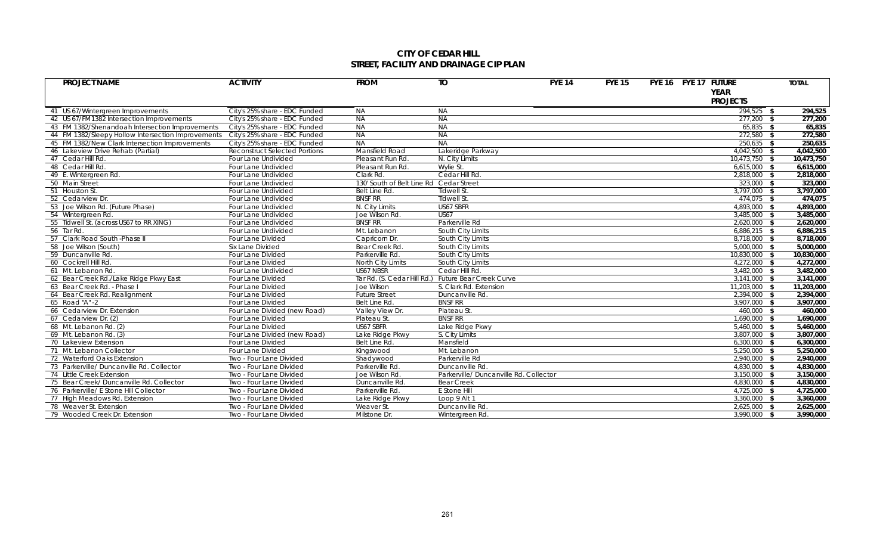# CITY OF CEDAR HILL
## STREET, FACILITY AND DRAINAGE CIP PLAN

| PROJECT NAME | ACTIVITY | FROM | TO | FYE 14 | FYE 15 | FYE 16 | FYE 17 | FUTURE YEAR PROJECTS | TOTAL |
|---|---|---|---|---|---|---|---|---|---|
| 41 US 67/Wintergreen Improvements | City's 25% share - EDC Funded | NA | NA | | | | | 294,525 | $ 294,525 |
| 42 US 67/FM1382 Intersection Improvements | City's 25% share - EDC Funded | NA | NA | | | | | 277,200 | $ 277,200 |
| 43 FM 1382/Shenandoah Intersection Improvements | City's 25% share - EDC Funded | NA | NA | | | | | 65,835 | $ 65,835 |
| 44 FM 1382/Sleepy Hollow Intersection Improvements | City's 25% share - EDC Funded | NA | NA | | | | | 272,580 | $ 272,580 |
| 45 FM 1382/New Clark Intersection Improvements | City's 25% share - EDC Funded | NA | NA | | | | | 250,635 | $ 250,635 |
| 46 Lakeview Drive Rehab (Partial) | Reconstruct Selected Portions | Mansfield Road | Lakeridge Parkway | | | | | 4,042,500 | $ 4,042,500 |
| 47 Cedar Hill Rd. | Four Lane Undivided | Pleasant Run Rd. | N. City Limits | | | | | 10,473,750 | $ 10,473,750 |
| 48 Cedar Hill Rd. | Four Lane Undivided | Pleasant Run Rd. | Wylie St. | | | | | 6,615,000 | $ 6,615,000 |
| 49 E. Wintergreen Rd. | Four Lane Undivided | Clark Rd. | Cedar Hill Rd. | | | | | 2,818,000 | $ 2,818,000 |
| 50 Main Street | Four Lane Undivided | 130' South of Belt Line Rd | Cedar Street | | | | | 323,000 | $ 323,000 |
| 51 Houston St. | Four Lane Undivided | Belt Line Rd. | Tidwell St. | | | | | 3,797,000 | $ 3,797,000 |
| 52 Cedarview Dr. | Four Lane Undivided | BNSF RR | Tidwell St. | | | | | 474,075 | $ 474,075 |
| 53 Joe Wilson Rd. (Future Phase) | Four Lane Undivided | N. City Limits | US67 SBFR | | | | | 4,893,000 | $ 4,893,000 |
| 54 Wintergreen Rd. | Four Lane Undivided | Joe Wilson Rd. | US67 | | | | | 3,485,000 | $ 3,485,000 |
| 55 Tidwell St. (across US67 to RR XING) | Four Lane Undivided | BNSF RR | Parkerville Rd | | | | | 2,620,000 | $ 2,620,000 |
| 56 Tar Rd. | Four Lane Undivided | Mt. Lebanon | South City Limits | | | | | 6,886,215 | $ 6,886,215 |
| 57 Clark Road South -Phase II | Four Lane Divided | Capricorn Dr. | South City Limits | | | | | 8,718,000 | $ 8,718,000 |
| 58 Joe Wilson (South) | Six Lane Divided | Bear Creek Rd. | South City Limits | | | | | 5,000,000 | $ 5,000,000 |
| 59 Duncanville Rd. | Four Lane Divided | Parkerville Rd. | South City Limits | | | | | 10,830,000 | $ 10,830,000 |
| 60 Cockrell Hill Rd. | Four Lane Divided | North City Limits | South City Limits | | | | | 4,272,000 | $ 4,272,000 |
| 61 Mt. Lebanon Rd. | Four Lane Undivided | US67 NBSR | Cedar Hill Rd. | | | | | 3,482,000 | $ 3,482,000 |
| 62 Bear Creek Rd./Lake Ridge Pkwy East | Four Lane Divided | Tar Rd. (S. Cedar Hill Rd.) | Future Bear Creek Curve | | | | | 3,141,000 | $ 3,141,000 |
| 63 Bear Creek Rd. - Phase I | Four Lane Divided | Joe Wilson | S. Clark Rd. Extension | | | | | 11,203,000 | $ 11,203,000 |
| 64 Bear Creek Rd. Realignment | Four Lane Divided | Future Street | Duncanville Rd. | | | | | 2,394,000 | $ 2,394,000 |
| 65 Road "A"-2 | Four Lane Divided | Belt Line Rd. | BNSF RR | | | | | 3,907,000 | $ 3,907,000 |
| 66 Cedarview Dr. Extension | Four Lane Divided (new Road) | Valley View Dr. | Plateau St. | | | | | 460,000 | $ 460,000 |
| 67 Cedarview Dr. (2) | Four Lane Divided | Plateau St. | BNSF RR | | | | | 1,690,000 | $ 1,690,000 |
| 68 Mt. Lebanon Rd. (2) | Four Lane Divided | US67 SBFR | Lake Ridge Pkwy | | | | | 5,460,000 | $ 5,460,000 |
| 69 Mt. Lebanon Rd. (3) | Four Lane Divided (new Road) | Lake Ridge Pkwy | S. City Limits | | | | | 3,807,000 | $ 3,807,000 |
| 70 Lakeview Extension | Four Lane Divided | Belt Line Rd. | Mansfield | | | | | 6,300,000 | $ 6,300,000 |
| 71 Mt. Lebanon Collector | Four Lane Divided | Kingswood | Mt. Lebanon | | | | | 5,250,000 | $ 5,250,000 |
| 72 Waterford Oaks Extension | Two - Four Lane Divided | Shadywood | Parkerville Rd | | | | | 2,940,000 | $ 2,940,000 |
| 73 Parkerville/ Duncanville Rd. Collector | Two - Four Lane Divided | Parkerville Rd. | Duncanville Rd. | | | | | 4,830,000 | $ 4,830,000 |
| 74 Little Creek Extension | Two - Four Lane Divided | Joe Wilson Rd. | Parkerville/ Duncanville Rd. Collector | | | | | 3,150,000 | $ 3,150,000 |
| 75 Bear Creek/ Duncanville Rd. Collector | Two - Four Lane Divided | Duncanville Rd. | Bear Creek | | | | | 4,830,000 | $ 4,830,000 |
| 76 Parkerville/ E Stone Hill Collector | Two - Four Lane Divided | Parkerville Rd. | E Stone Hill | | | | | 4,725,000 | $ 4,725,000 |
| 77 High Meadows Rd. Extension | Two - Four Lane Divided | Lake Ridge Pkwy | Loop 9 Alt 1 | | | | | 3,360,000 | $ 3,360,000 |
| 78 Weaver St. Extension | Two - Four Lane Divided | Weaver St. | Duncanville Rd. | | | | | 2,625,000 | $ 2,625,000 |
| 79 Wooded Creek Dr. Extension | Two - Four Lane Divided | Milstone Dr. | Wintergreen Rd. | | | | | 3,990,000 | $ 3,990,000 |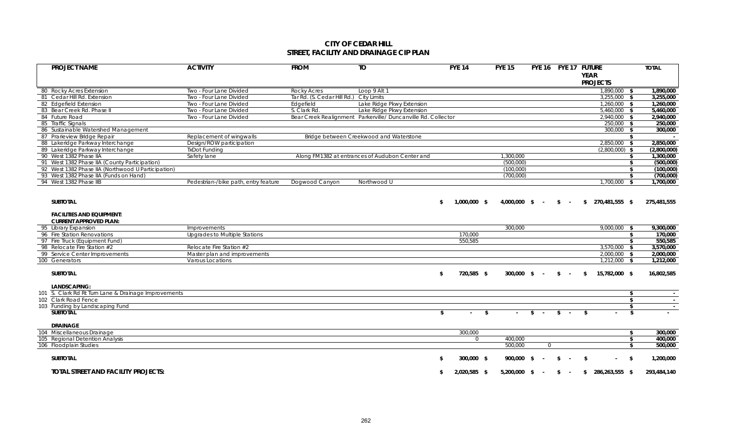# CITY OF CEDAR HILL
## STREET, FACILITY AND DRAINAGE CIP PLAN

| | PROJECT NAME | ACTIVITY | FROM | TO | FYE 14 | FYE 15 | FYE 16 | FYE 17 | FUTURE YEAR PROJECTS | TOTAL |
|---|---|---|---|---|---|---|---|---|---|---|
| 80 | Rocky Acres Extension | Two - Four Lane Divided | Rocky Acres | Loop 9 Alt 1 | | | | | 1,890,000 | $ 1,890,000 |
| 81 | Cedar Hill Rd. Extension | Two - Four Lane Divided | Tar Rd. (S. Cedar Hill Rd.) | City Limits | | | | | 3,255,000 | $ 3,255,000 |
| 82 | Edgefield Extension | Two - Four Lane Divided | Edgefield | Lake Ridge Pkwy Extension | | | | | 1,260,000 | $ 1,260,000 |
| 83 | Bear Creek Rd. Phase II | Two - Four Lane Divided | S. Clark Rd. | Lake Ridge Pkwy Extension | | | | | 5,460,000 | $ 5,460,000 |
| 84 | Future Road | Two - Four Lane Divided | Bear Creek Realignment | Parkerville/ Duncanville Rd. Collector | | | | | 2,940,000 | $ 2,940,000 |
| 85 | Traffic Signals | | | | | | | | 250,000 | $ 250,000 |
| 86 | Sustainable Watershed Management | | | | | | | | 300,000 | $ 300,000 |
| 87 | Prarieview Bridge Repair | Replacement of wingwalls | Bridge between Creekwood and Waterstone | | | | | | | $ - |
| 88 | Lakeridge Parkway Interchange | Design/ROW participation | | | | | | | 2,850,000 | $ 2,850,000 |
| 89 | Lakeridge Parkway Interchange | TxDot Funding | | | | | | | (2,800,000) | $ (2,800,000) |
| 90 | West 1382 Phase IIA | Safety lane | Along FM1382 at entrances of Audubon Center and | | | 1,300,000 | | | | $ 1,300,000 |
| 91 | West 1382 Phase IIA (County Participation) | | | | | (500,000) | | | | $ (500,000) |
| 92 | West 1382 Phase IIA (Northwood U Participation) | | | | | (100,000) | | | | $ (100,000) |
| 93 | West 1382 Phase IIA (Funds on Hand) | | | | | (700,000) | | | | $ (700,000) |
| 94 | West 1382 Phase IIB | Pedestrian-/bike path, entry feature | Dogwood Canyon | Northwood U | | | | | 1,700,000 | $ 1,700,000 |
| | **SUBTOTAL** | | | | $ 1,000,000 | $ 4,000,000 | $ - | $ - | $ 270,481,555 | $ 275,481,555 |
| | **FACILITIES AND EQUIPMENT:** | | | | | | | | | |
| | **CURRENT APPROVED PLAN:** | | | | | | | | | |
| 95 | Library Expansion | Improvements | | | | 300,000 | | | 9,000,000 | $ 9,300,000 |
| 96 | Fire Station Renovations | Upgrades to Multiple Stations | | | 170,000 | | | | | $ 170,000 |
| 97 | Fire Truck (Equipment Fund) | | | | 550,585 | | | | | $ 550,585 |
| 98 | Relocate Fire Station #2 | Relocate Fire Station #2 | | | | | | | 3,570,000 | $ 3,570,000 |
| 99 | Service Center Improvements | Master plan and improvements | | | | | | | 2,000,000 | $ 2,000,000 |
| 100 | Generators | Varous Locations | | | | | | | 1,212,000 | $ 1,212,000 |
| | **SUBTOTAL** | | | | $ 720,585 | $ 300,000 | $ - | $ - | $ 15,782,000 | $ 16,802,585 |
| | **LANDSCAPING:** | | | | | | | | | |
| 101 | S. Clark Rd Rt Turn Lane & Drainage Improvements | | | | | | | | | $ - |
| 102 | Clark Road Fence | | | | | | | | | $ - |
| 103 | Funding by Landscaping Fund | | | | | | | | | $ - |
| | **SUBTOTAL** | | | | $ - | $ - | $ - | $ - | $ - | $ - |
| | **DRAINAGE** | | | | | | | | | |
| 104 | Miscellaneous Drainage | | | | 300,000 | | | | | $ 300,000 |
| 105 | Regional Detention Analysis | | | | 0 | 400,000 | | | | $ 400,000 |
| 106 | Floodplain Studies | | | | | 500,000 | 0 | | | $ 500,000 |
| | **SUBTOTAL** | | | | $ 300,000 | $ 900,000 | $ - | $ - | $ - | $ 1,200,000 |
| | **TOTAL STREET AND FACILITY PROJECTS:** | | | | $ 2,020,585 | $ 5,200,000 | $ - | $ - | $ 286,263,555 | $ 293,484,140 |